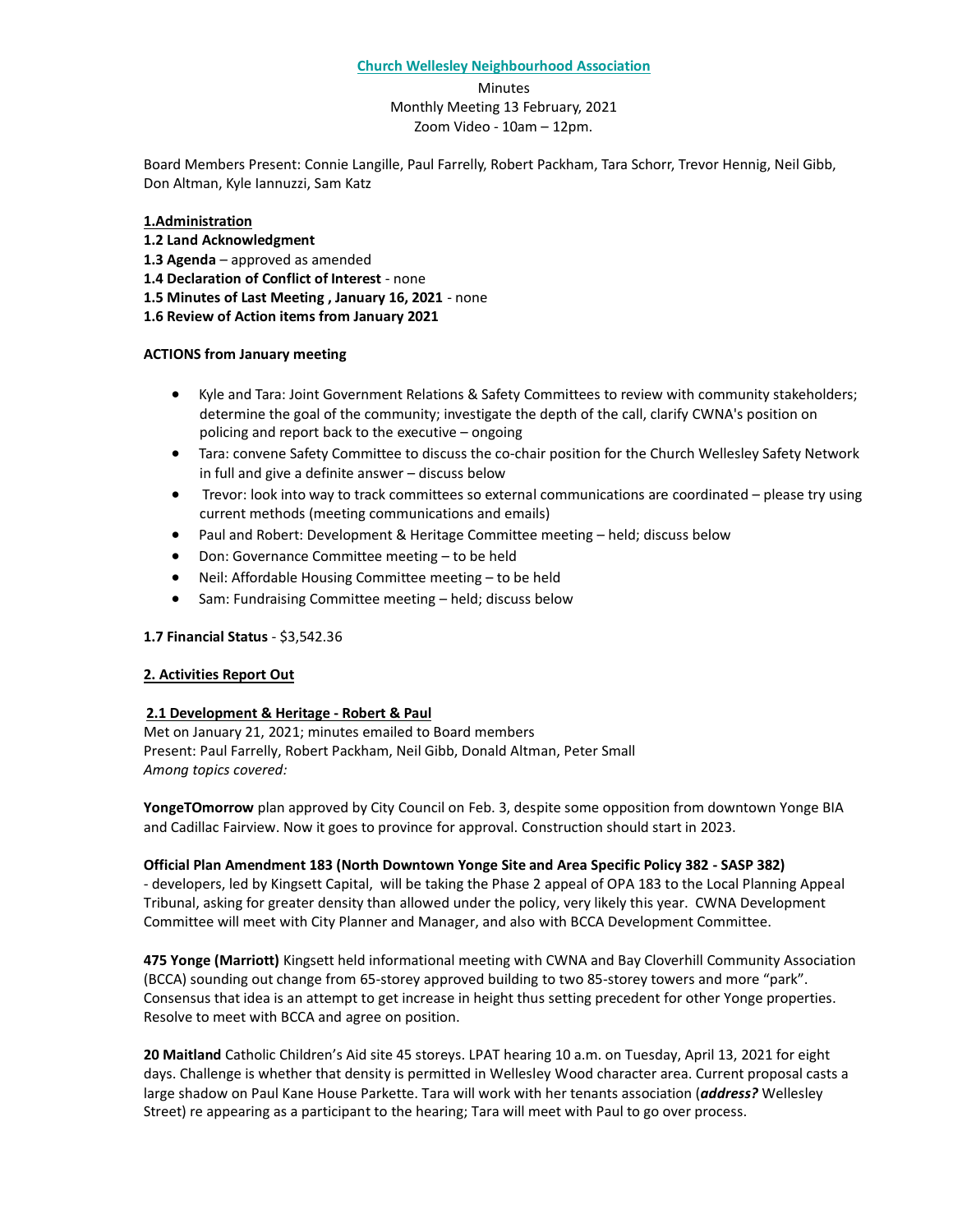**Church Wellesley Neighbourhood Association**

Minutes
Monthly Meeting 13 February, 2021
Zoom Video - 10am – 12pm.

Board Members Present: Connie Langille, Paul Farrelly, Robert Packham, Tara Schorr, Trevor Hennig, Neil Gibb, Don Altman, Kyle Iannuzzi, Sam Katz

**1.Administration**

**1.2 Land Acknowledgment**

**1.3 Agenda** – approved as amended

**1.4 Declaration of Conflict of Interest** - none

**1.5 Minutes of Last Meeting , January 16, 2021** - none

**1.6 Review of Action items from January 2021**

**ACTIONS from January meeting**

- Kyle and Tara: Joint Government Relations & Safety Committees to review with community stakeholders; determine the goal of the community; investigate the depth of the call, clarify CWNA's position on policing and report back to the executive – ongoing
- Tara: convene Safety Committee to discuss the co-chair position for the Church Wellesley Safety Network in full and give a definite answer – discuss below
- Trevor: look into way to track committees so external communications are coordinated – please try using current methods (meeting communications and emails)
- Paul and Robert: Development & Heritage Committee meeting – held; discuss below
- Don: Governance Committee meeting – to be held
- Neil: Affordable Housing Committee meeting – to be held
- Sam: Fundraising Committee meeting – held; discuss below

**1.7 Financial Status** - $3,542.36

**2. Activities Report Out**

**2.1 Development & Heritage - Robert & Paul**

Met on January 21, 2021; minutes emailed to Board members
Present: Paul Farrelly, Robert Packham, Neil Gibb, Donald Altman, Peter Small
*Among topics covered:*

**YongeTOmorrow** plan approved by City Council on Feb. 3, despite some opposition from downtown Yonge BIA and Cadillac Fairview. Now it goes to province for approval. Construction should start in 2023.

**Official Plan Amendment 183 (North Downtown Yonge Site and Area Specific Policy 382 - SASP 382)**
- developers, led by Kingsett Capital, will be taking the Phase 2 appeal of OPA 183 to the Local Planning Appeal Tribunal, asking for greater density than allowed under the policy, very likely this year. CWNA Development Committee will meet with City Planner and Manager, and also with BCCA Development Committee.

**475 Yonge (Marriott)** Kingsett held informational meeting with CWNA and Bay Cloverhill Community Association (BCCA) sounding out change from 65-storey approved building to two 85-storey towers and more "park". Consensus that idea is an attempt to get increase in height thus setting precedent for other Yonge properties. Resolve to meet with BCCA and agree on position.

**20 Maitland** Catholic Children's Aid site 45 storeys. LPAT hearing 10 a.m. on Tuesday, April 13, 2021 for eight days. Challenge is whether that density is permitted in Wellesley Wood character area. Current proposal casts a large shadow on Paul Kane House Parkette. Tara will work with her tenants association (***address?*** Wellesley Street) re appearing as a participant to the hearing; Tara will meet with Paul to go over process.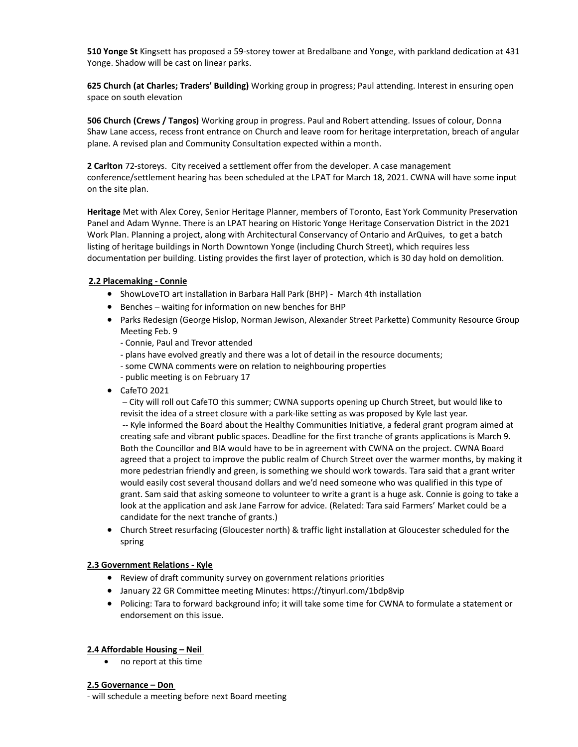**510 Yonge St** Kingsett has proposed a 59-storey tower at Bredalbane and Yonge, with parkland dedication at 431 Yonge. Shadow will be cast on linear parks.

**625 Church (at Charles; Traders' Building)** Working group in progress; Paul attending. Interest in ensuring open space on south elevation

**506 Church (Crews / Tangos)** Working group in progress. Paul and Robert attending. Issues of colour, Donna Shaw Lane access, recess front entrance on Church and leave room for heritage interpretation, breach of angular plane. A revised plan and Community Consultation expected within a month.

**2 Carlton** 72-storeys. City received a settlement offer from the developer. A case management conference/settlement hearing has been scheduled at the LPAT for March 18, 2021. CWNA will have some input on the site plan.

**Heritage** Met with Alex Corey, Senior Heritage Planner, members of Toronto, East York Community Preservation Panel and Adam Wynne. There is an LPAT hearing on Historic Yonge Heritage Conservation District in the 2021 Work Plan. Planning a project, along with Architectural Conservancy of Ontario and ArQuives, to get a batch listing of heritage buildings in North Downtown Yonge (including Church Street), which requires less documentation per building. Listing provides the first layer of protection, which is 30 day hold on demolition.

**2.2 Placemaking - Connie**

- ShowLoveTO art installation in Barbara Hall Park (BHP) - March 4th installation
- Benches – waiting for information on new benches for BHP
- Parks Redesign (George Hislop, Norman Jewison, Alexander Street Parkette) Community Resource Group Meeting Feb. 9
  - Connie, Paul and Trevor attended
  - plans have evolved greatly and there was a lot of detail in the resource documents;
  - some CWNA comments were on relation to neighbouring properties
  - public meeting is on February 17
- CafeTO 2021
  – City will roll out CafeTO this summer; CWNA supports opening up Church Street, but would like to revisit the idea of a street closure with a park-like setting as was proposed by Kyle last year.
  -- Kyle informed the Board about the Healthy Communities Initiative, a federal grant program aimed at creating safe and vibrant public spaces. Deadline for the first tranche of grants applications is March 9. Both the Councillor and BIA would have to be in agreement with CWNA on the project. CWNA Board agreed that a project to improve the public realm of Church Street over the warmer months, by making it more pedestrian friendly and green, is something we should work towards. Tara said that a grant writer would easily cost several thousand dollars and we'd need someone who was qualified in this type of grant. Sam said that asking someone to volunteer to write a grant is a huge ask. Connie is going to take a look at the application and ask Jane Farrow for advice. (Related: Tara said Farmers' Market could be a candidate for the next tranche of grants.)
- Church Street resurfacing (Gloucester north) & traffic light installation at Gloucester scheduled for the spring

**2.3 Government Relations - Kyle**

- Review of draft community survey on government relations priorities
- January 22 GR Committee meeting Minutes: https://tinyurl.com/1bdp8vip
- Policing: Tara to forward background info; it will take some time for CWNA to formulate a statement or endorsement on this issue.

**2.4 Affordable Housing – Neil**

- no report at this time

**2.5 Governance – Don**

- will schedule a meeting before next Board meeting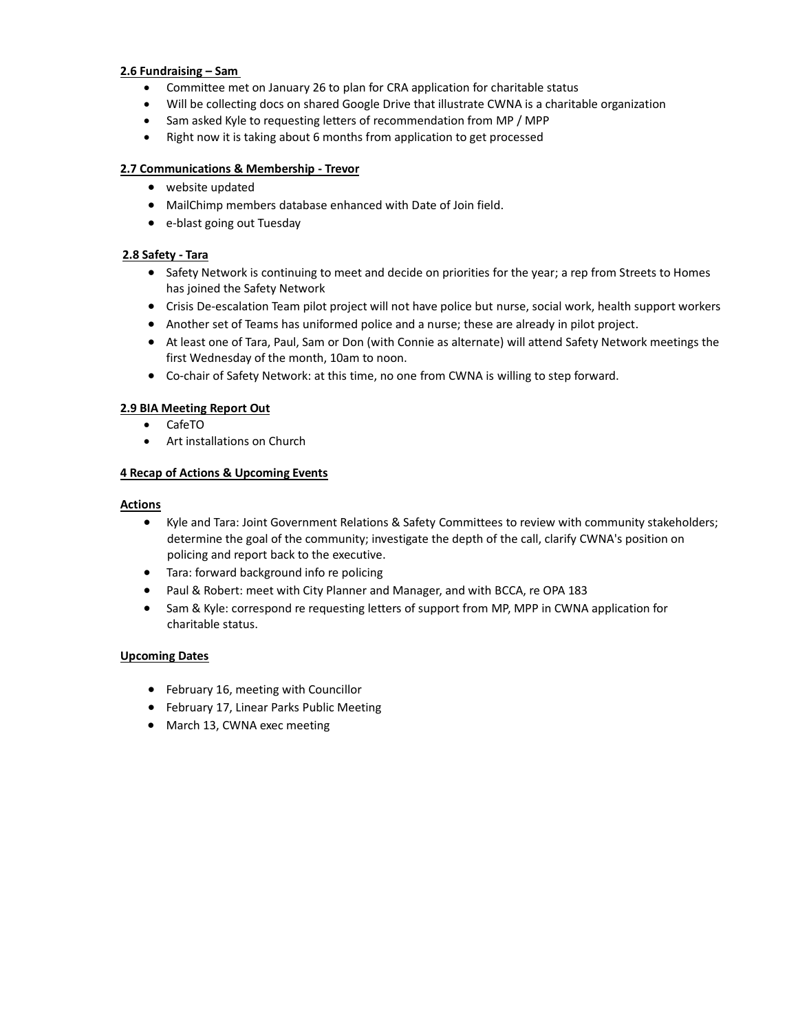**2.6 Fundraising – Sam**

- Committee met on January 26 to plan for CRA application for charitable status
- Will be collecting docs on shared Google Drive that illustrate CWNA is a charitable organization
- Sam asked Kyle to requesting letters of recommendation from MP / MPP
- Right now it is taking about 6 months from application to get processed

**2.7 Communications & Membership - Trevor**

- website updated
- MailChimp members database enhanced with Date of Join field.
- e-blast going out Tuesday

**2.8 Safety - Tara**

- Safety Network is continuing to meet and decide on priorities for the year; a rep from Streets to Homes has joined the Safety Network
- Crisis De-escalation Team pilot project will not have police but nurse, social work, health support workers
- Another set of Teams has uniformed police and a nurse; these are already in pilot project.
- At least one of Tara, Paul, Sam or Don (with Connie as alternate) will attend Safety Network meetings the first Wednesday of the month, 10am to noon.
- Co-chair of Safety Network: at this time, no one from CWNA is willing to step forward.

**2.9 BIA Meeting Report Out**

- CafeTO
- Art installations on Church

**4 Recap of Actions & Upcoming Events**

**Actions**

- Kyle and Tara: Joint Government Relations & Safety Committees to review with community stakeholders; determine the goal of the community; investigate the depth of the call, clarify CWNA's position on policing and report back to the executive.
- Tara: forward background info re policing
- Paul & Robert: meet with City Planner and Manager, and with BCCA, re OPA 183
- Sam & Kyle: correspond re requesting letters of support from MP, MPP in CWNA application for charitable status.

**Upcoming Dates**

- February 16, meeting with Councillor
- February 17, Linear Parks Public Meeting
- March 13, CWNA exec meeting